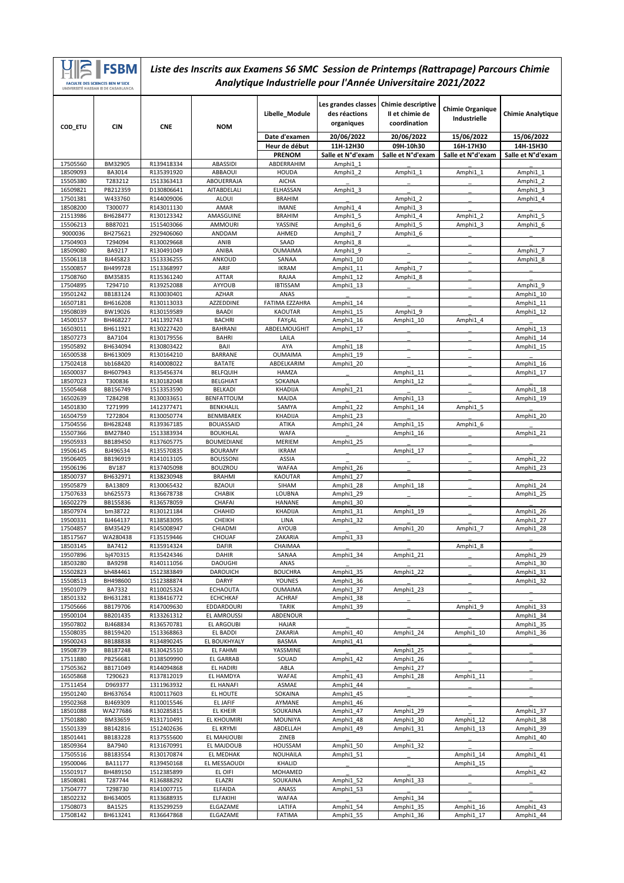# Liste des Inscrits aux Examens S6 SMC Session de Printemps (Rattrapage) Parcours Chimie Analytique Industrielle pour l'Année Universitaire 2021/2022

FSBM – FACULTE DES SCIENCES BEN M'SICK – UNIVERSITÉ HASSAN II DE CASABLANCA

| COD_ETU | CIN | CNE | NOM | Libelle_Module | Les grandes classes des réactions organiques | Chimie descriptive II et chimie de coordination | Chimie Organique Industrielle | Chimie Analytique |
|---|---|---|---|---|---|---|---|---|
| | | | | Date d'examen | 20/06/2022 | 20/06/2022 | 15/06/2022 | 15/06/2022 |
| | | | | Heur de début | 11H-12H30 | 09H-10h30 | 16H-17H30 | 14H-15H30 |
| | | | | PRENOM | Salle et N°d'exam | Salle et N°d'exam | Salle et N°d'exam | Salle et N°d'exam |
| 17505560 | BM32905 | R139418334 | ABASSIDI | ABDERRAHIM | Amphi1_1 | | | |
| 18509093 | BA3014 | R135391920 | ABBAOUI | HOUDA | Amphi1_2 | Amphi1_1 | Amphi1_1 | Amphi1_1 |
| 15505380 | T283212 | 1513363413 | ABOUERRAJA | AICHA | _ | _ | _ | Amphi1_2 |
| 16509821 | PB212359 | D130806641 | AITABDELALI | ELHASSAN | Amphi1_3 | | _ | Amphi1_3 |
| 17501381 | W433760 | R144009006 | ALOUI | BRAHIM | | Amphi1_2 | _ | Amphi1_4 |
| 18508200 | T300077 | R143011130 | AMAR | IMANE | Amphi1_4 | Amphi1_3 | _ | _ |
| 21513986 | BH628477 | R130123342 | AMASGUINE | BRAHIM | Amphi1_5 | Amphi1_4 | Amphi1_2 | Amphi1_5 |
| 15506213 | BB87021 | 1515403066 | AMMOURI | YASSINE | Amphi1_6 | Amphi1_5 | Amphi1_3 | Amphi1_6 |
| 9000036 | BH275621 | 2929406060 | ANDDAM | AHMED | Amphi1_7 | Amphi1_6 | | _ |
| 17504903 | T294094 | R130029668 | ANIB | SAAD | Amphi1_8 | _ | _ | |
| 18509080 | BA9217 | R130491049 | ANIBA | OUMAIMA | Amphi1_9 | _ | _ | Amphi1_7 |
| 15506118 | BJ445823 | 1513336255 | ANKOUD | SANAA | Amphi1_10 | | _ | Amphi1_8 |
| 15500857 | BH499728 | 1513368997 | ARIF | IKRAM | Amphi1_11 | Amphi1_7 | _ | _ |
| 17508760 | BM35835 | R135361240 | ATTAR | RAJAA | Amphi1_12 | Amphi1_8 | _ | |
| 17504895 | T294710 | R139252088 | AYYOUB | IBTISSAM | Amphi1_13 | _ | _ | Amphi1_9 |
| 19501242 | BB183124 | R130030401 | AZHAR | ANAS | _ | _ | _ | Amphi1_10 |
| 16507181 | BH616208 | R130113033 | AZZEDDINE | FATIMA EZZAHRA | Amphi1_14 | _ | _ | Amphi1_11 |
| 19508039 | BW19026 | R130159589 | BAADI | KAOUTAR | Amphi1_15 | Amphi1_9 | _ | Amphi1_12 |
| 14500157 | BH468227 | 1411392743 | BACHRI | FAYçAL | Amphi1_16 | Amphi1_10 | Amphi1_4 | _ |
| 16503011 | BH611921 | R130227420 | BAHRANI | ABDELMOUGHIT | Amphi1_17 | _ | _ | Amphi1_13 |
| 18507273 | BA7104 | R130179556 | BAHRI | LAILA | _ | _ | _ | Amphi1_14 |
| 19505892 | BH634094 | R130803422 | BAJI | AYA | Amphi1_18 | _ | _ | Amphi1_15 |
| 16500538 | BH613009 | R130164210 | BARRANE | OUMAIMA | Amphi1_19 | _ | _ | _ |
| 17502418 | bb168420 | R140008022 | BATATE | ABDELKARIM | Amphi1_20 | _ | _ | Amphi1_16 |
| 16500037 | BH607943 | R135456374 | BELFQUIH | HAMZA | _ | Amphi1_11 | _ | Amphi1_17 |
| 18507023 | T300836 | R130182048 | BELGHIAT | SOKAINA | _ | Amphi1_12 | _ | _ |
| 15505468 | BB156749 | 1513353590 | BELKADI | KHADIJA | Amphi1_21 | _ | _ | Amphi1_18 |
| 16502639 | T284298 | R130033651 | BENFATTOUM | MAJDA | _ | Amphi1_13 | _ | Amphi1_19 |
| 14501830 | T271999 | 1412377471 | BENKHALIL | SAMYA | Amphi1_22 | Amphi1_14 | Amphi1_5 | _ |
| 16504759 | T272804 | R130050774 | BENMBAREK | KHADIJA | Amphi1_23 | _ | _ | Amphi1_20 |
| 17504556 | BH628248 | R139367185 | BOUASSAID | ATIKA | Amphi1_24 | Amphi1_15 | Amphi1_6 | _ |
| 15507366 | BM27840 | 1513383934 | BOUKHLAL | WAFA | _ | Amphi1_16 | _ | Amphi1_21 |
| 19505933 | BB189450 | R137605775 | BOUMEDIANE | MERIEM | Amphi1_25 | _ | _ | _ |
| 19506145 | BJ496534 | R135570835 | BOURAMY | IKRAM | _ | Amphi1_17 | _ | _ |
| 19506405 | BB196919 | R141013105 | BOUSSONI | ASSIA | _ | _ | _ | Amphi1_22 |
| 19506196 | BV187 | R137405098 | BOUZROU | WAFAA | Amphi1_26 | _ | _ | Amphi1_23 |
| 18500737 | BH632971 | R138230948 | BRAHMI | KAOUTAR | Amphi1_27 | _ | _ | _ |
| 19505879 | BA13809 | R130065432 | BZAOUI | SIHAM | Amphi1_28 | Amphi1_18 | _ | Amphi1_24 |
| 17507633 | bh625573 | R136678738 | CHABIK | LOUBNA | Amphi1_29 | _ | _ | Amphi1_25 |
| 16502279 | BB155836 | R136578059 | CHAFAI | HANANE | Amphi1_30 | _ | _ | _ |
| 18507974 | bm38722 | R130121184 | CHAHID | KHADIJA | Amphi1_31 | Amphi1_19 | _ | Amphi1_26 |
| 19500331 | BJ464137 | R138583095 | CHEIKH | LINA | Amphi1_32 | _ | _ | Amphi1_27 |
| 17504857 | BM35429 | R145008947 | CHIADMI | AYOUB | _ | Amphi1_20 | Amphi1_7 | Amphi1_28 |
| 18517567 | WA280438 | F135159446 | CHOUAF | ZAKARIA | Amphi1_33 | _ | _ | _ |
| 18503145 | BA7412 | R135914324 | DAFIR | CHAIMAA | _ | _ | Amphi1_8 | _ |
| 19507896 | bj470315 | R135424346 | DAHIR | SANAA | Amphi1_34 | Amphi1_21 | _ | Amphi1_29 |
| 18503280 | BA9298 | R140111056 | DAOUGHI | ANAS | _ | _ | _ | Amphi1_30 |
| 15502823 | bh484461 | 1512383849 | DAROUICH | BOUCHRA | Amphi1_35 | Amphi1_22 | _ | Amphi1_31 |
| 15508513 | BH498600 | 1512388874 | DARYF | YOUNES | Amphi1_36 | _ | _ | Amphi1_32 |
| 19501079 | BA7332 | R110025324 | ECHAOUTA | OUMAIMA | Amphi1_37 | Amphi1_23 | _ | _ |
| 18501332 | BH631281 | R138416772 | ECHCHKAF | ACHRAF | Amphi1_38 | _ | _ | _ |
| 17505666 | BB179706 | R147009630 | EDDARDOURI | TARIK | Amphi1_39 | _ | Amphi1_9 | Amphi1_33 |
| 19500104 | BB201435 | R133261312 | EL AMROUSSI | ABDENOUR | _ | _ | _ | Amphi1_34 |
| 19507802 | BJ468834 | R136570781 | EL ARGOUBI | HAJAR | _ | _ | _ | Amphi1_35 |
| 15508035 | BB159420 | 1513368863 | EL BADDI | ZAKARIA | Amphi1_40 | Amphi1_24 | Amphi1_10 | Amphi1_36 |
| 19500243 | BB188838 | R134890245 | EL BOUKHYALY | BASMA | Amphi1_41 | _ | _ | _ |
| 19508739 | BB187248 | R130425510 | EL FAHMI | YASSMINE | _ | Amphi1_25 | _ | _ |
| 17511880 | PB256681 | D138509990 | EL GARRAB | SOUAD | Amphi1_42 | Amphi1_26 | _ | _ |
| 17505362 | BB171049 | R144094868 | EL HADIRI | ABLA | _ | Amphi1_27 | _ | _ |
| 16505868 | T290623 | R137812019 | EL HAMDYA | WAFAE | Amphi1_43 | Amphi1_28 | Amphi1_11 | _ |
| 17511454 | D969377 | 1311963932 | EL HANAFI | ASMAE | Amphi1_44 | _ | _ | _ |
| 19501240 | BH637654 | R100117603 | EL HOUTE | SOKAINA | Amphi1_45 | _ | _ | _ |
| 19502368 | BJ469309 | R110015546 | EL JAFIF | AYMANE | Amphi1_46 | _ | _ | _ |
| 18501088 | WA277686 | R130285815 | EL KHEIR | SOUKAINA | Amphi1_47 | Amphi1_29 | _ | Amphi1_37 |
| 17501880 | BM33659 | R131710491 | EL KHOUMIRI | MOUNIYA | Amphi1_48 | Amphi1_30 | Amphi1_12 | Amphi1_38 |
| 15501339 | BB142816 | 1512402636 | EL KRYMI | ABDELLAH | Amphi1_49 | Amphi1_31 | Amphi1_13 | Amphi1_39 |
| 18501441 | BB183228 | R137555600 | EL MAHJOUBI | ZINEB | _ | _ | _ | Amphi1_40 |
| 18509364 | BA7940 | R131670991 | EL MAJDOUB | HOUSSAM | Amphi1_50 | Amphi1_32 | _ | _ |
| 17505516 | BB183554 | R130170874 | EL MEDHAK | NOUHAILA | Amphi1_51 | _ | Amphi1_14 | Amphi1_41 |
| 19500046 | BA11177 | R139450168 | EL MESSAOUDI | KHALID | _ | _ | Amphi1_15 | _ |
| 15501917 | BH489150 | 1512385899 | EL OIFI | MOHAMED | _ | _ | _ | Amphi1_42 |
| 18508081 | T287744 | R136888292 | ELAZRI | SOUKAINA | Amphi1_52 | Amphi1_33 | _ | _ |
| 17504777 | T298730 | R141007715 | ELFAIDA | ANASS | Amphi1_53 | _ | _ | _ |
| 18502232 | BH634005 | R133688935 | ELFAKIHI | WAFAA | _ | Amphi1_34 | _ | _ |
| 17508073 | BA1525 | R135299259 | ELGAZAME | LATIFA | Amphi1_54 | Amphi1_35 | Amphi1_16 | Amphi1_43 |
| 17508142 | BH613241 | R136647868 | ELGAZAME | FATIMA | Amphi1_55 | Amphi1_36 | Amphi1_17 | Amphi1_44 |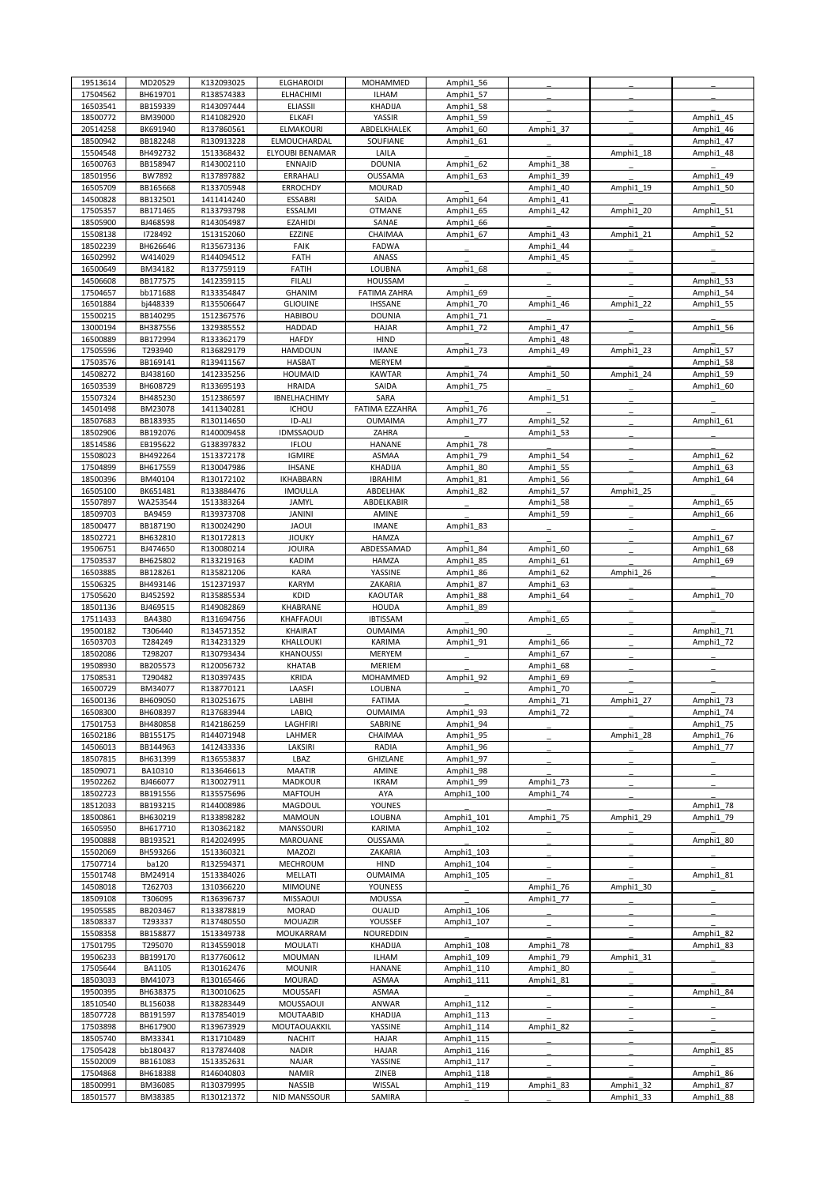| 19513614 | MD20529 | K132093025 | ELGHAROIDI | MOHAMMED | Amphi1_56 | _ | _ | _ |
| --- | --- | --- | --- | --- | --- | --- | --- | --- |
| 17504562 | BH619701 | R138574383 | ELHACHIMI | ILHAM | Amphi1_57 | _ | _ | _ |
| 16503541 | BB159339 | R143097444 | ELIASSII | KHADIJA | Amphi1_58 | _ | _ | |
| 18500772 | BM39000 | R141082920 | ELKAFI | YASSIR | Amphi1_59 | _ | _ | Amphi1_45 |
| 20514258 | BK691940 | R137860561 | ELMAKOURI | ABDELKHALEK | Amphi1_60 | Amphi1_37 | _ | Amphi1_46 |
| 18500942 | BB182248 | R130913228 | ELMOUCHARDAL | SOUFIANE | Amphi1_61 | | _ | Amphi1_47 |
| 15504548 | BH492732 | 1513368432 | ELYOUBI BENAMAR | LAILA | | _ | Amphi1_18 | Amphi1_48 |
| 16500763 | BB158947 | R143002110 | ENNAJID | DOUNIA | Amphi1_62 | Amphi1_38 | | _ |
| 18501956 | BW7892 | R137897882 | ERRAHALI | OUSSAMA | Amphi1_63 | Amphi1_39 | _ | Amphi1_49 |
| 16505709 | BB165668 | R133705948 | ERROCHDY | MOURAD | _ | Amphi1_40 | Amphi1_19 | Amphi1_50 |
| 14500828 | BB132501 | 1411414240 | ESSABRI | SAIDA | Amphi1_64 | Amphi1_41 | | _ |
| 17505357 | BB171465 | R133793798 | ESSALMI | OTMANE | Amphi1_65 | Amphi1_42 | Amphi1_20 | Amphi1_51 |
| 18505900 | BJ468598 | R143054987 | EZAHIDI | SANAE | Amphi1_66 | | _ | _ |
| 15508138 | I728492 | 1513152060 | EZZINE | CHAIMAA | Amphi1_67 | Amphi1_43 | Amphi1_21 | Amphi1_52 |
| 18502239 | BH626646 | R135673136 | FAIK | FADWA | _ | Amphi1_44 | _ | _ |
| 16502992 | W414029 | R144094512 | FATH | ANASS | _ | Amphi1_45 | _ | _ |
| 16500649 | BM34182 | R137759119 | FATIH | LOUBNA | Amphi1_68 | _ | _ | _ |
| 14506608 | BB177575 | 1412359115 | FILALI | HOUSSAM | _ | _ | _ | Amphi1_53 |
| 17504657 | bb171688 | R133354847 | GHANIM | FATIMA ZAHRA | Amphi1_69 | | _ | Amphi1_54 |
| 16501884 | bj448339 | R135506647 | GLIOUINE | IHSSANE | Amphi1_70 | Amphi1_46 | Amphi1_22 | Amphi1_55 |
| 15500215 | BB140295 | 1512367576 | HABIBOU | DOUNIA | Amphi1_71 | | _ | _ |
| 13000194 | BH387556 | 1329385552 | HADDAD | HAJAR | Amphi1_72 | Amphi1_47 | _ | Amphi1_56 |
| 16500889 | BB172994 | R133362179 | HAFDY | HIND | _ | Amphi1_48 | | _ |
| 17505596 | T293940 | R136829179 | HAMDOUN | IMANE | Amphi1_73 | Amphi1_49 | Amphi1_23 | Amphi1_57 |
| 17503576 | BB169141 | R139411567 | HASBAT | MERYEM | _ | _ | _ | Amphi1_58 |
| 14508272 | BJ438160 | 1412335256 | HOUMAID | KAWTAR | Amphi1_74 | Amphi1_50 | Amphi1_24 | Amphi1_59 |
| 16503539 | BH608729 | R133695193 | HRAIDA | SAIDA | Amphi1_75 | _ | _ | Amphi1_60 |
| 15507324 | BH485230 | 1512386597 | IBNELHACHIMY | SARA | _ | Amphi1_51 | _ | _ |
| 14501498 | BM23078 | 1411340281 | ICHOU | FATIMA EZZAHRA | Amphi1_76 | | _ | _ |
| 18507683 | BB183935 | R130114650 | ID-ALI | OUMAIMA | Amphi1_77 | Amphi1_52 | _ | Amphi1_61 |
| 18502906 | BB192076 | R140009458 | IDMSSAOUD | ZAHRA | _ | Amphi1_53 | _ | _ |
| 18514586 | EB195622 | G138397832 | IFLOU | HANANE | Amphi1_78 | _ | _ | _ |
| 15508023 | BH492264 | 1513372178 | IGMIRE | ASMAA | Amphi1_79 | Amphi1_54 | _ | Amphi1_62 |
| 17504899 | BH617559 | R130047986 | IHSANE | KHADIJA | Amphi1_80 | Amphi1_55 | _ | Amphi1_63 |
| 18500396 | BM40104 | R130172102 | IKHABBARN | IBRAHIM | Amphi1_81 | Amphi1_56 | _ | Amphi1_64 |
| 16505100 | BK651481 | R133884476 | IMOULLA | ABDELHAK | Amphi1_82 | Amphi1_57 | Amphi1_25 | _ |
| 15507897 | WA253544 | 1513383264 | JAMYL | ABDELKABIR | _ | Amphi1_58 | _ | Amphi1_65 |
| 18509703 | BA9459 | R139373708 | JANINI | AMINE | _ | Amphi1_59 | _ | Amphi1_66 |
| 18500477 | BB187190 | R130024290 | JAOUI | IMANE | Amphi1_83 | _ | _ | _ |
| 18502721 | BH632810 | R130172813 | JIOUKY | HAMZA | _ | _ | _ | Amphi1_67 |
| 19506751 | BJ474650 | R130080214 | JOUIRA | ABDESSAMAD | Amphi1_84 | Amphi1_60 | _ | Amphi1_68 |
| 17503537 | BH625802 | R133219163 | KADIM | HAMZA | Amphi1_85 | Amphi1_61 | _ | Amphi1_69 |
| 16503885 | BB128261 | R135821206 | KARA | YASSINE | Amphi1_86 | Amphi1_62 | Amphi1_26 | _ |
| 15506325 | BH493146 | 1512371937 | KARYM | ZAKARIA | Amphi1_87 | Amphi1_63 | _ | _ |
| 17505620 | BJ452592 | R135885534 | KDID | KAOUTAR | Amphi1_88 | Amphi1_64 | _ | Amphi1_70 |
| 18501136 | BJ469515 | R149082869 | KHABRANE | HOUDA | Amphi1_89 | _ | _ | _ |
| 17511433 | BA4380 | R131694756 | KHAFFAOUI | IBTISSAM | _ | Amphi1_65 | _ | _ |
| 19500182 | T306440 | R134571352 | KHAIRAT | OUMAIMA | Amphi1_90 | _ | _ | Amphi1_71 |
| 16503703 | T284249 | R134231329 | KHALLOUKI | KARIMA | Amphi1_91 | Amphi1_66 | _ | Amphi1_72 |
| 18502086 | T298207 | R130793434 | KHANOUSSI | MERYEM | _ | Amphi1_67 | _ | _ |
| 19508930 | BB205573 | R120056732 | KHATAB | MERIEM | _ | Amphi1_68 | _ | _ |
| 17508531 | T290482 | R130397435 | KRIDA | MOHAMMED | Amphi1_92 | Amphi1_69 | _ | _ |
| 16500729 | BM34077 | R138770121 | LAASFI | LOUBNA | _ | Amphi1_70 | _ | _ |
| 16500136 | BH609050 | R130251675 | LABIHI | FATIMA | _ | Amphi1_71 | Amphi1_27 | Amphi1_73 |
| 16508300 | BH608397 | R137683944 | LABIQ | OUMAIMA | Amphi1_93 | Amphi1_72 | _ | Amphi1_74 |
| 17501753 | BH480858 | R142186259 | LAGHFIRI | SABRINE | Amphi1_94 | _ | _ | Amphi1_75 |
| 16502186 | BB155175 | R144071948 | LAHMER | CHAIMAA | Amphi1_95 | _ | Amphi1_28 | Amphi1_76 |
| 14506013 | BB144963 | 1412433336 | LAKSIRI | RADIA | Amphi1_96 | _ | _ | Amphi1_77 |
| 18507815 | BH631399 | R136553837 | LBAZ | GHIZLANE | Amphi1_97 | _ | _ | _ |
| 18509071 | BA10310 | R133646613 | MAATIR | AMINE | Amphi1_98 | _ | _ | _ |
| 19502262 | BJ466077 | R130027911 | MADKOUR | IKRAM | Amphi1_99 | Amphi1_73 | _ | _ |
| 18502723 | BB191556 | R135575696 | MAFTOUH | AYA | Amphi1_100 | Amphi1_74 | _ | _ |
| 18512033 | BB193215 | R144008986 | MAGDOUL | YOUNES | _ | _ | _ | Amphi1_78 |
| 18500861 | BH630219 | R133898282 | MAMOUN | LOUBNA | Amphi1_101 | Amphi1_75 | Amphi1_29 | Amphi1_79 |
| 16505950 | BH617710 | R130362182 | MANSSOURI | KARIMA | Amphi1_102 | _ | _ | _ |
| 19500888 | BB193521 | R142024995 | MAROUANE | OUSSAMA | _ | _ | _ | Amphi1_80 |
| 15502069 | BH593266 | 1513360321 | MAZOZI | ZAKARIA | Amphi1_103 | _ | _ | _ |
| 17507714 | ba120 | R132594371 | MECHROUM | HIND | Amphi1_104 | _ | _ | _ |
| 15501748 | BM24914 | 1513384026 | MELLATI | OUMAIMA | Amphi1_105 | _ | _ | Amphi1_81 |
| 14508018 | T262703 | 1310366220 | MIMOUNE | YOUNESS | _ | Amphi1_76 | Amphi1_30 | _ |
| 18509108 | T306095 | R136396737 | MISSAOUI | MOUSSA | _ | Amphi1_77 | _ | _ |
| 19505585 | BB203467 | R133878819 | MORAD | OUALID | Amphi1_106 | _ | _ | _ |
| 18508337 | T293337 | R137480550 | MOUAZIR | YOUSSEF | Amphi1_107 | _ | _ | _ |
| 15508358 | BB158877 | 1513349738 | MOUKARRAM | NOUREDDIN | _ | _ | _ | Amphi1_82 |
| 17501795 | T295070 | R134559018 | MOULATI | KHADIJA | Amphi1_108 | Amphi1_78 | _ | Amphi1_83 |
| 19506233 | BB199170 | R137760612 | MOUMAN | ILHAM | Amphi1_109 | Amphi1_79 | Amphi1_31 | _ |
| 17505644 | BA1105 | R130162476 | MOUNIR | HANANE | Amphi1_110 | Amphi1_80 | _ | _ |
| 18503033 | BM41073 | R130165466 | MOURAD | ASMAA | Amphi1_111 | Amphi1_81 | _ | _ |
| 19500395 | BH638375 | R130010625 | MOUSSAFI | ASMAA | _ | _ | _ | Amphi1_84 |
| 18510540 | BL156038 | R138283449 | MOUSSAOUI | ANWAR | Amphi1_112 | _ | _ | _ |
| 18507728 | BB191597 | R137854019 | MOUTAABID | KHADIJA | Amphi1_113 | _ | _ | _ |
| 17503898 | BH617900 | R139673929 | MOUTAOUAKKIL | YASSINE | Amphi1_114 | Amphi1_82 | _ | _ |
| 18505740 | BM33341 | R131710489 | NACHIT | HAJAR | Amphi1_115 | _ | _ | _ |
| 17505428 | bb180437 | R137874408 | NADIR | HAJAR | Amphi1_116 | _ | _ | Amphi1_85 |
| 15502009 | BB161083 | 1513352631 | NAJAR | YASSINE | Amphi1_117 | _ | _ | _ |
| 17504868 | BH618388 | R146040803 | NAMIR | ZINEB | Amphi1_118 | _ | _ | Amphi1_86 |
| 18500991 | BM36085 | R130379995 | NASSIB | WISSAL | Amphi1_119 | Amphi1_83 | Amphi1_32 | Amphi1_87 |
| 18501577 | BM38385 | R130121372 | NID MANSSOUR | SAMIRA | _ | _ | Amphi1_33 | Amphi1_88 |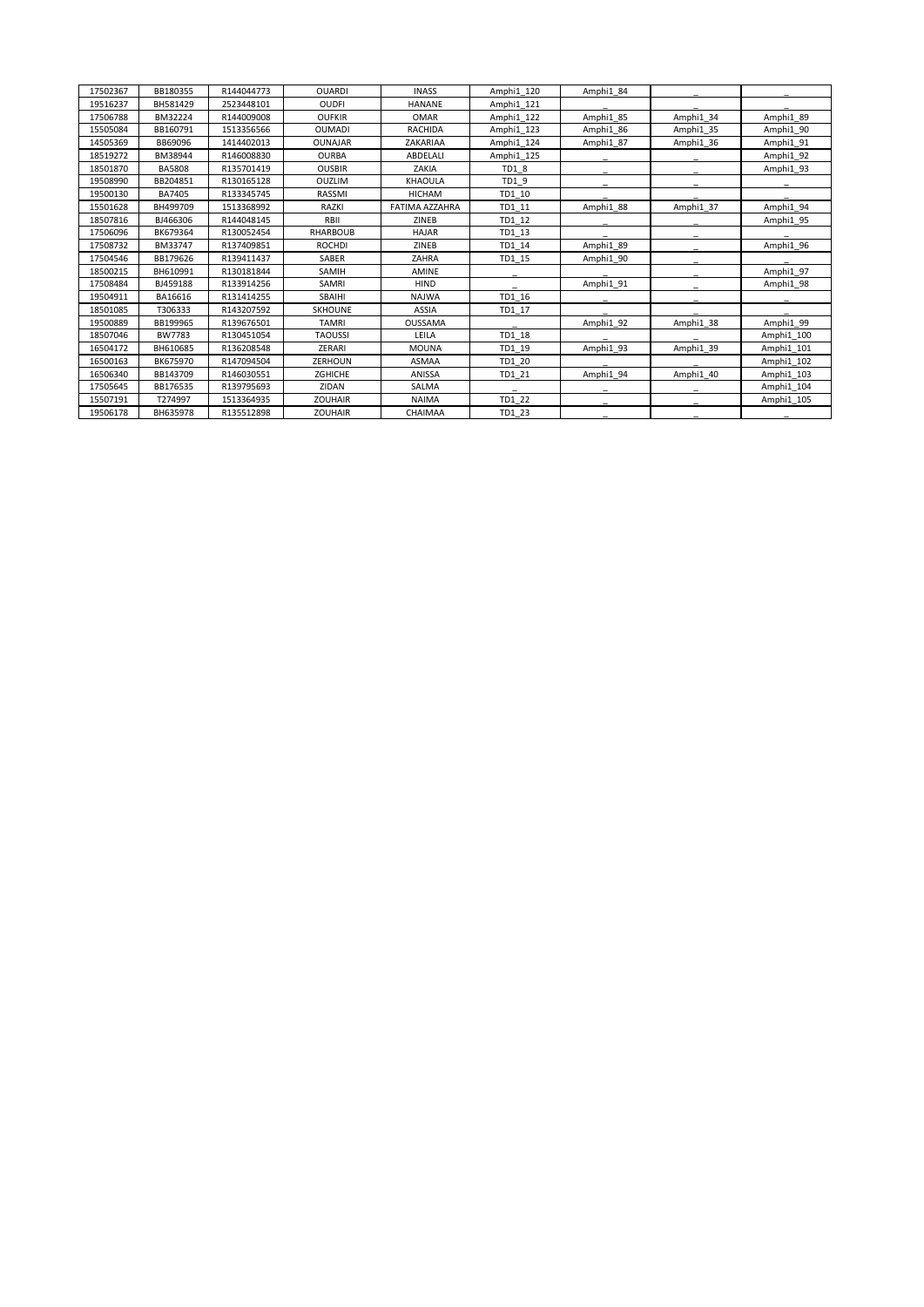| | | | | | | | | |
|---|---|---|---|---|---|---|---|---|
| 17502367 | BB180355 | R144044773 | OUARDI | INASS | Amphi1_120 | Amphi1_84 | _ | _ |
| 19516237 | BH581429 | 2523448101 | OUDFI | HANANE | Amphi1_121 | _ | _ | _ |
| 17506788 | BM32224 | R144009008 | OUFKIR | OMAR | Amphi1_122 | Amphi1_85 | Amphi1_34 | Amphi1_89 |
| 15505084 | BB160791 | 1513356566 | OUMADI | RACHIDA | Amphi1_123 | Amphi1_86 | Amphi1_35 | Amphi1_90 |
| 14505369 | BB69096 | 1414402013 | OUNAJAR | ZAKARIAA | Amphi1_124 | Amphi1_87 | Amphi1_36 | Amphi1_91 |
| 18519272 | BM38944 | R146008830 | OURBA | ABDELALI | Amphi1_125 | _ | _ | Amphi1_92 |
| 18501870 | BA5808 | R135701419 | OUSBIR | ZAKIA | TD1_8 | _ | _ | Amphi1_93 |
| 19508990 | BB204851 | R130165128 | OUZLIM | KHAOULA | TD1_9 | _ | _ | _ |
| 19500130 | BA7405 | R133345745 | RASSMI | HICHAM | TD1_10 | _ | _ | _ |
| 15501628 | BH499709 | 1513368992 | RAZKI | FATIMA AZZAHRA | TD1_11 | Amphi1_88 | Amphi1_37 | Amphi1_94 |
| 18507816 | BJ466306 | R144048145 | RBII | ZINEB | TD1_12 | _ | _ | Amphi1_95 |
| 17506096 | BK679364 | R130052454 | RHARBOUB | HAJAR | TD1_13 | _ | _ | _ |
| 17508732 | BM33747 | R137409851 | ROCHDI | ZINEB | TD1_14 | Amphi1_89 | _ | Amphi1_96 |
| 17504546 | BB179626 | R139411437 | SABER | ZAHRA | TD1_15 | Amphi1_90 | _ | _ |
| 18500215 | BH610991 | R130181844 | SAMIH | AMINE | _ | _ | _ | Amphi1_97 |
| 17508484 | BJ459188 | R133914256 | SAMRI | HIND | _ | Amphi1_91 | _ | Amphi1_98 |
| 19504911 | BA16616 | R131414255 | SBAIHI | NAJWA | TD1_16 | _ | _ | _ |
| 18501085 | T306333 | R143207592 | SKHOUNE | ASSIA | TD1_17 | _ | _ | _ |
| 19500889 | BB199965 | R139676501 | TAMRI | OUSSAMA | _ | Amphi1_92 | Amphi1_38 | Amphi1_99 |
| 18507046 | BW7783 | R130451054 | TAOUSSI | LEILA | TD1_18 | _ | _ | Amphi1_100 |
| 16504172 | BH610685 | R136208548 | ZERARI | MOUNA | TD1_19 | Amphi1_93 | Amphi1_39 | Amphi1_101 |
| 16500163 | BK675970 | R147094504 | ZERHOUN | ASMAA | TD1_20 | _ | _ | Amphi1_102 |
| 16506340 | BB143709 | R146030551 | ZGHICHE | ANISSA | TD1_21 | Amphi1_94 | Amphi1_40 | Amphi1_103 |
| 17505645 | BB176535 | R139795693 | ZIDAN | SALMA | _ | _ | _ | Amphi1_104 |
| 15507191 | T274997 | 1513364935 | ZOUHAIR | NAIMA | TD1_22 | _ | _ | Amphi1_105 |
| 19506178 | BH635978 | R135512898 | ZOUHAIR | CHAIMAA | TD1_23 | _ | _ | _ |